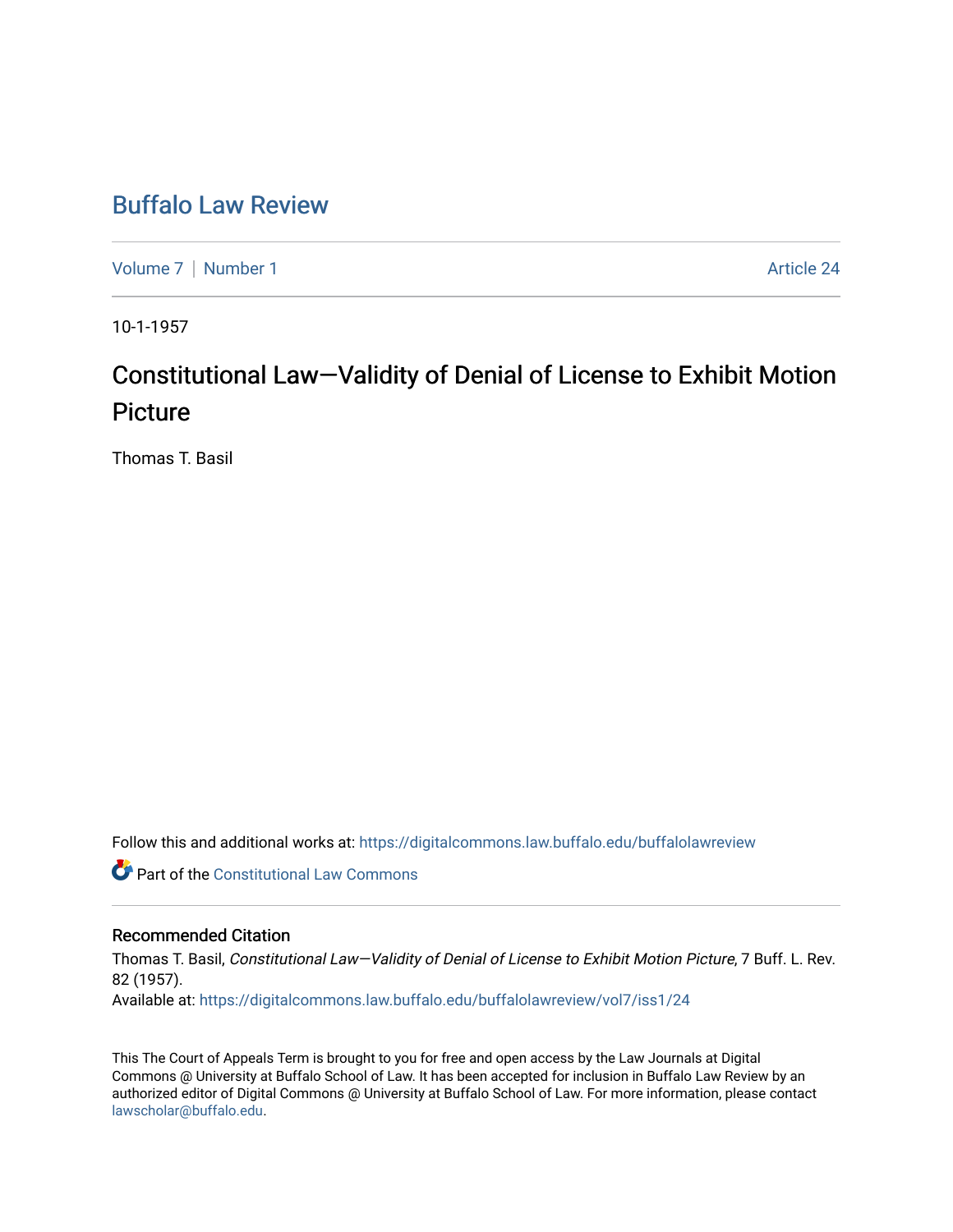# Buffalo Law Review

Volume 7 | Number 1 Article 24

10-1-1957

## Constitutional Law—Validity of Denial of License to Exhibit Motion Picture

Thomas T. Basil

Follow this and additional works at: https://digitalcommons.law.buffalo.edu/buffalolawreview

Part of the Constitutional Law Commons

### Recommended Citation

Thomas T. Basil, *Constitutional Law—Validity of Denial of License to Exhibit Motion Picture*, 7 Buff. L. Rev. 82 (1957).

Available at: https://digitalcommons.law.buffalo.edu/buffalolawreview/vol7/iss1/24

This The Court of Appeals Term is brought to you for free and open access by the Law Journals at Digital Commons @ University at Buffalo School of Law. It has been accepted for inclusion in Buffalo Law Review by an authorized editor of Digital Commons @ University at Buffalo School of Law. For more information, please contact lawscholar@buffalo.edu.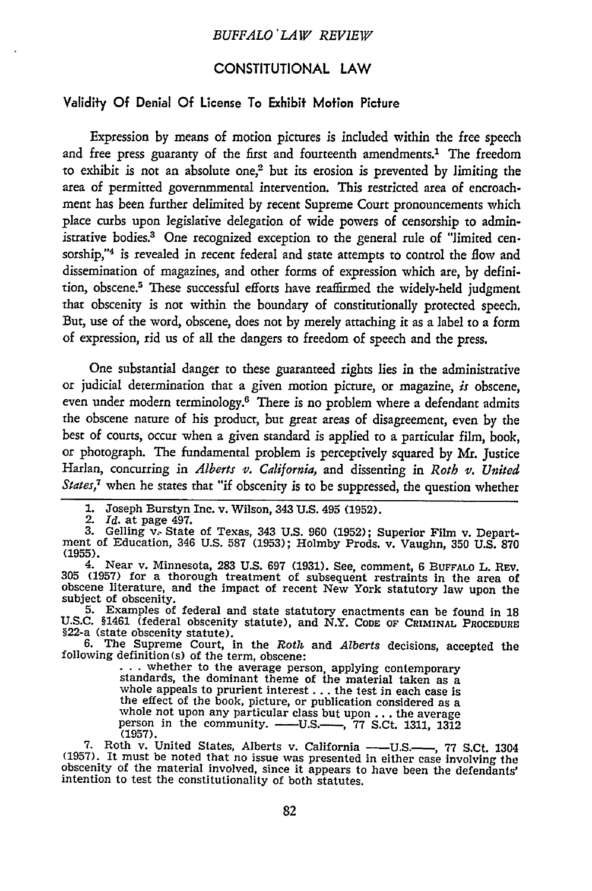## CONSTITUTIONAL LAW

### Validity Of Denial Of License To Exhibit Motion Picture

Expression by means of motion pictures is included within the free speech and free press guaranty of the first and fourteenth amendments.[1] The freedom to exhibit is not an absolute one,[2] but its erosion is prevented by limiting the area of permitted governmental intervention. This restricted area of encroachment has been further delimited by recent Supreme Court pronouncements which place curbs upon legislative delegation of wide powers of censorship to administrative bodies.[3] One recognized exception to the general rule of "limited censorship,"[4] is revealed in recent federal and state attempts to control the flow and dissemination of magazines, and other forms of expression which are, by definition, obscene.[5] These successful efforts have reaffirmed the widely-held judgment that obscenity is not within the boundary of constitutionally protected speech. But, use of the word, obscene, does not by merely attaching it as a label to a form of expression, rid us of all the dangers to freedom of speech and the press.

One substantial danger to these guaranteed rights lies in the administrative or judicial determination that a given motion picture, or magazine, *is* obscene, even under modern terminology.[6] There is no problem where a defendant admits the obscene nature of his product, but great areas of disagreement, even by the best of courts, occur when a given standard is applied to a particular film, book, or photograph. The fundamental problem is perceptively squared by Mr. Justice Harlan, concurring in *Alberts v. California,* and dissenting in *Roth v. United States,*[7] when he states that "if obscenity is to be suppressed, the question whether

---

1. Joseph Burstyn Inc. v. Wilson, 343 U.S. 495 (1952).
2. *Id.* at page 497.
3. Gelling v. State of Texas, 343 U.S. 960 (1952); Superior Film v. Department of Education, 346 U.S. 587 (1953); Holmby Prods. v. Vaughn, 350 U.S. 870 (1955).
4. Near v. Minnesota, 283 U.S. 697 (1931). See, comment, 6 BUFFALO L. REV. 305 (1957) for a thorough treatment of subsequent restraints in the area of obscene literature, and the impact of recent New York statutory law upon the subject of obscenity.
5. Examples of federal and state statutory enactments can be found in 18 U.S.C. §1461 (federal obscenity statute), and N.Y. CODE OF CRIMINAL PROCEDURE §22-a (state obscenity statute).
6. The Supreme Court, in the *Roth* and *Alberts* decisions, accepted the following definition(s) of the term, obscene:

   > . . . whether to the average person, applying contemporary standards, the dominant theme of the material taken as a whole appeals to prurient interest . . . the test in each case is the effect of the book, picture, or publication considered as a whole not upon any particular class but upon . . . the average person in the community. ——U.S.——, 77 S.Ct. 1311, 1312 (1957).

7. Roth v. United States, Alberts v. California ——U.S.——, 77 S.Ct. 1304 (1957). It must be noted that no issue was presented in either case involving the obscenity of the material involved, since it appears to have been the defendants' intention to test the constitutionality of both statutes.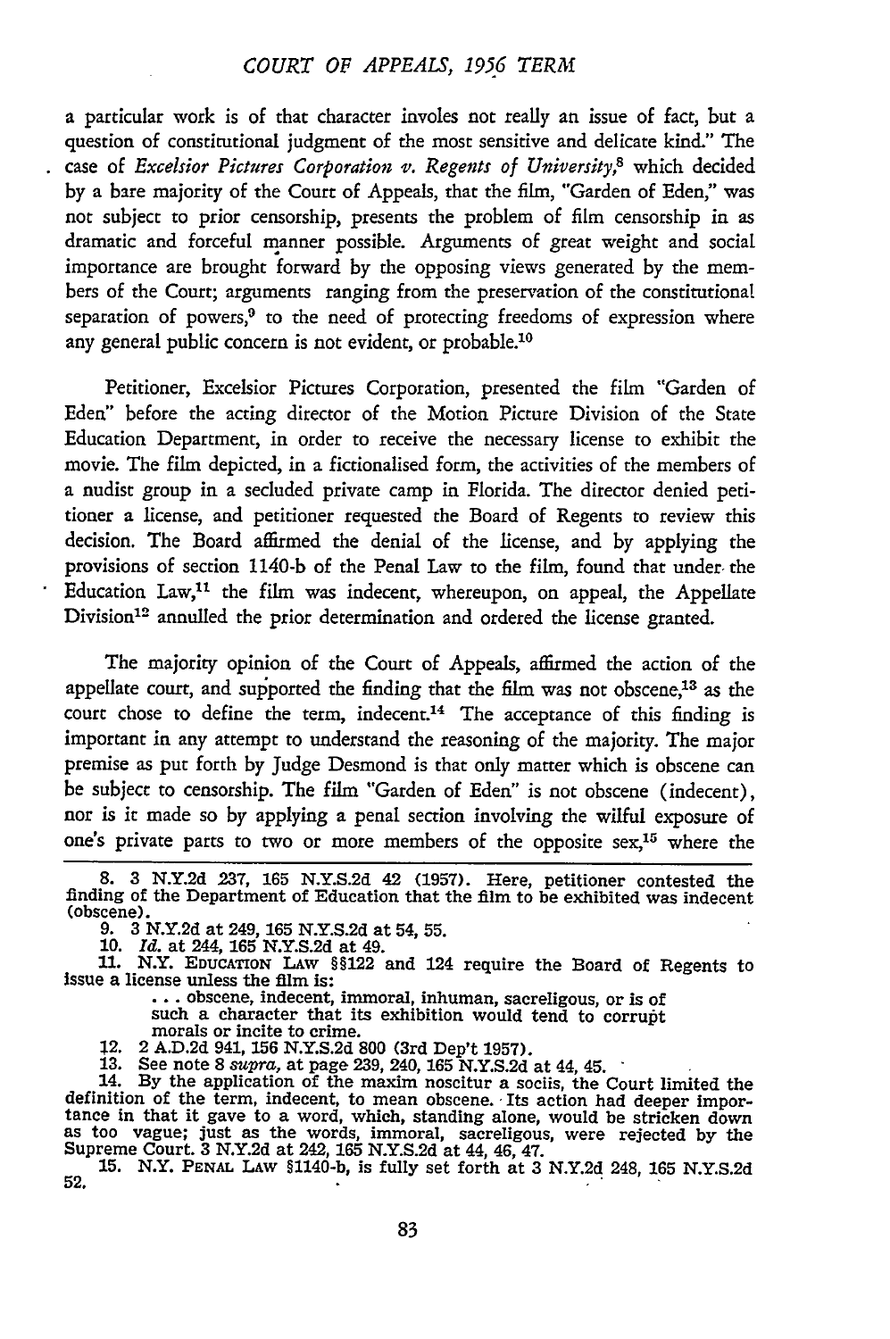a particular work is of that character involes not really an issue of fact, but a question of constitutional judgment of the most sensitive and delicate kind." The case of *Excelsior Pictures Corporation v. Regents of University*,[8] which decided by a bare majority of the Court of Appeals, that the film, "Garden of Eden," was not subject to prior censorship, presents the problem of film censorship in as dramatic and forceful manner possible. Arguments of great weight and social importance are brought forward by the opposing views generated by the members of the Court; arguments ranging from the preservation of the constitutional separation of powers,[9] to the need of protecting freedoms of expression where any general public concern is not evident, or probable.[10]

Petitioner, Excelsior Pictures Corporation, presented the film "Garden of Eden" before the acting director of the Motion Picture Division of the State Education Department, in order to receive the necessary license to exhibit the movie. The film depicted, in a fictionalised form, the activities of the members of a nudist group in a secluded private camp in Florida. The director denied petitioner a license, and petitioner requested the Board of Regents to review this decision. The Board affirmed the denial of the license, and by applying the provisions of section 1140-b of the Penal Law to the film, found that under the Education Law,[11] the film was indecent, whereupon, on appeal, the Appellate Division[12] annulled the prior determination and ordered the license granted.

The majority opinion of the Court of Appeals, affirmed the action of the appellate court, and supported the finding that the film was not obscene,[13] as the court chose to define the term, indecent.[14] The acceptance of this finding is important in any attempt to understand the reasoning of the majority. The major premise as put forth by Judge Desmond is that only matter which is obscene can be subject to censorship. The film "Garden of Eden" is not obscene (indecent), nor is it made so by applying a penal section involving the wilful exposure of one's private parts to two or more members of the opposite sex,[15] where the

---

8. 3 N.Y.2d 237, 165 N.Y.S.2d 42 (1957). Here, petitioner contested the finding of the Department of Education that the film to be exhibited was indecent (obscene).

9. 3 N.Y.2d at 249, 165 N.Y.S.2d at 54, 55.

10. *Id.* at 244, 165 N.Y.S.2d at 49.

11. N.Y. EDUCATION LAW §§122 and 124 require the Board of Regents to issue a license unless the film is:

> . . . obscene, indecent, immoral, inhuman, sacreligous, or is of such a character that its exhibition would tend to corrupt morals or incite to crime.

12. 2 A.D.2d 941, 156 N.Y.S.2d 800 (3rd Dep't 1957).

13. See note 8 *supra*, at page 239, 240, 165 N.Y.S.2d at 44, 45.

14. By the application of the maxim noscitur a sociis, the Court limited the definition of the term, indecent, to mean obscene. Its action had deeper importance in that it gave to a word, which, standing alone, would be stricken down as too vague; just as the words, immoral, sacreligous, were rejected by the Supreme Court. 3 N.Y.2d at 242, 165 N.Y.S.2d at 44, 46, 47.

15. N.Y. PENAL LAW §1140-b, is fully set forth at 3 N.Y.2d 248, 165 N.Y.S.2d 52.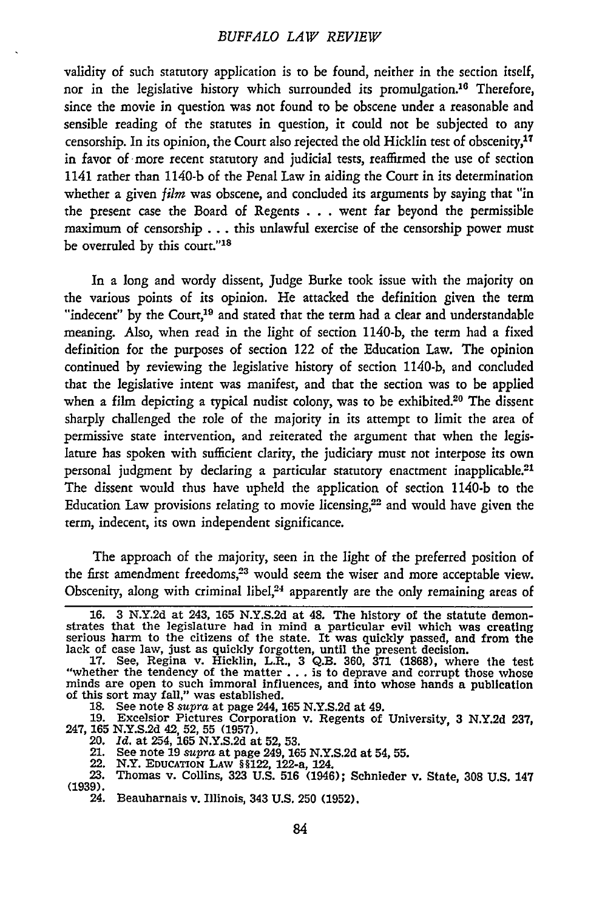validity of such statutory application is to be found, neither in the section itself, nor in the legislative history which surrounded its promulgation.[16] Therefore, since the movie in question was not found to be obscene under a reasonable and sensible reading of the statutes in question, it could not be subjected to any censorship. In its opinion, the Court also rejected the old Hicklin test of obscenity,[17] in favor of more recent statutory and judicial tests, reaffirmed the use of section 1141 rather than 1140-b of the Penal Law in aiding the Court in its determination whether a given *film* was obscene, and concluded its arguments by saying that "in the present case the Board of Regents . . . went far beyond the permissible maximum of censorship . . . this unlawful exercise of the censorship power must be overruled by this court."[18]

In a long and wordy dissent, Judge Burke took issue with the majority on the various points of its opinion. He attacked the definition given the term "indecent" by the Court,[19] and stated that the term had a clear and understandable meaning. Also, when read in the light of section 1140-b, the term had a fixed definition for the purposes of section 122 of the Education Law. The opinion continued by reviewing the legislative history of section 1140-b, and concluded that the legislative intent was manifest, and that the section was to be applied when a film depicting a typical nudist colony, was to be exhibited.[20] The dissent sharply challenged the role of the majority in its attempt to limit the area of permissive state intervention, and reiterated the argument that when the legislature has spoken with sufficient clarity, the judiciary must not interpose its own personal judgment by declaring a particular statutory enactment inapplicable.[21] The dissent would thus have upheld the application of section 1140-b to the Education Law provisions relating to movie licensing,[22] and would have given the term, indecent, its own independent significance.

The approach of the majority, seen in the light of the preferred position of the first amendment freedoms,[23] would seem the wiser and more acceptable view. Obscenity, along with criminal libel,[24] apparently are the only remaining areas of

---

16. 3 N.Y.2d at 243, 165 N.Y.S.2d at 48. The history of the statute demonstrates that the legislature had in mind a particular evil which was creating serious harm to the citizens of the state. It was quickly passed, and from the lack of case law, just as quickly forgotten, until the present decision.

17. See, Regina v. Hicklin, L.R., 3 Q.B. 360, 371 (1868), where the test "whether the tendency of the matter . . . is to deprave and corrupt those whose minds are open to such immoral influences, and into whose hands a publication of this sort may fall," was established.

18. See note 8 *supra* at page 244, 165 N.Y.S.2d at 49.

19. Excelsior Pictures Corporation v. Regents of University, 3 N.Y.2d 237, 247, 165 N.Y.S.2d 42, 52, 55 (1957).

20. *Id.* at 254, 165 N.Y.S.2d at 52, 53.

21. See note 19 *supra* at page 249, 165 N.Y.S.2d at 54, 55.

22. N.Y. EDUCATION LAW §§122, 122-a, 124.

23. Thomas v. Collins, 323 U.S. 516 (1946); Schnieder v. State, 308 U.S. 147 (1939).

24. Beauharnais v. Illinois, 343 U.S. 250 (1952).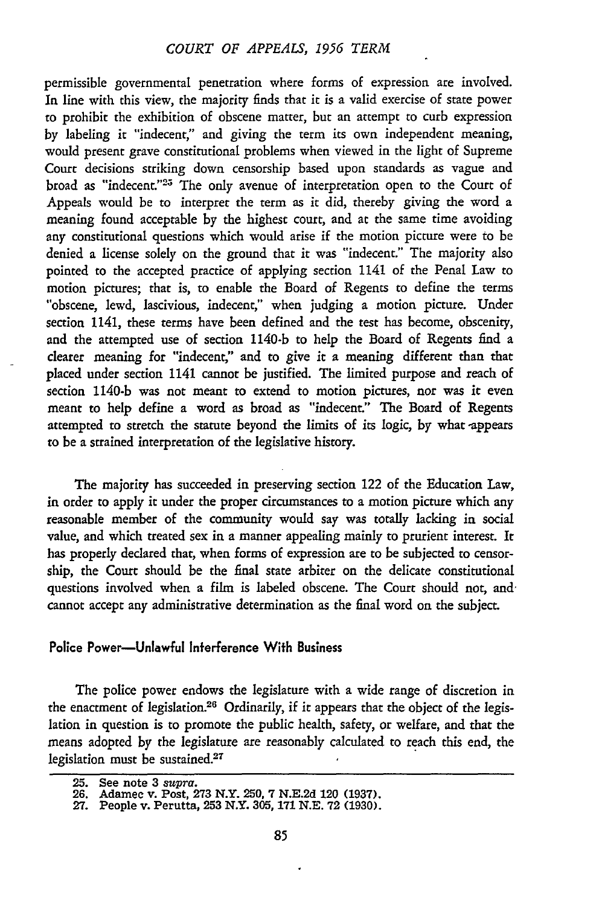permissible governmental penetration where forms of expression are involved. In line with this view, the majority finds that it is a valid exercise of state power to prohibit the exhibition of obscene matter, but an attempt to curb expression by labeling it "indecent," and giving the term its own independent meaning, would present grave constitutional problems when viewed in the light of Supreme Court decisions striking down censorship based upon standards as vague and broad as "indecent."[25] The only avenue of interpretation open to the Court of Appeals would be to interpret the term as it did, thereby giving the word a meaning found acceptable by the highest court, and at the same time avoiding any constitutional questions which would arise if the motion picture were to be denied a license solely on the ground that it was "indecent." The majority also pointed to the accepted practice of applying section 1141 of the Penal Law to motion pictures; that is, to enable the Board of Regents to define the terms "obscene, lewd, lascivious, indecent," when judging a motion picture. Under section 1141, these terms have been defined and the test has become, obscenity, and the attempted use of section 1140-b to help the Board of Regents find a clearer meaning for "indecent," and to give it a meaning different than that placed under section 1141 cannot be justified. The limited purpose and reach of section 1140-b was not meant to extend to motion pictures, nor was it even meant to help define a word as broad as "indecent." The Board of Regents attempted to stretch the statute beyond the limits of its logic, by what appears to be a strained interpretation of the legislative history.

The majority has succeeded in preserving section 122 of the Education Law, in order to apply it under the proper circumstances to a motion picture which any reasonable member of the community would say was totally lacking in social value, and which treated sex in a manner appealing mainly to prurient interest. It has properly declared that, when forms of expression are to be subjected to censorship, the Court should be the final state arbiter on the delicate constitutional questions involved when a film is labeled obscene. The Court should not, and cannot accept any administrative determination as the final word on the subject.

### Police Power—Unlawful Interference With Business

The police power endows the legislature with a wide range of discretion in the enactment of legislation.[26] Ordinarily, if it appears that the object of the legislation in question is to promote the public health, safety, or welfare, and that the means adopted by the legislature are reasonably calculated to reach this end, the legislation must be sustained.[27]

---

25. See note 3 *supra*.
26. Adamec v. Post, 273 N.Y. 250, 7 N.E.2d 120 (1937).
27. People v. Perutta, 253 N.Y. 305, 171 N.E. 72 (1930).